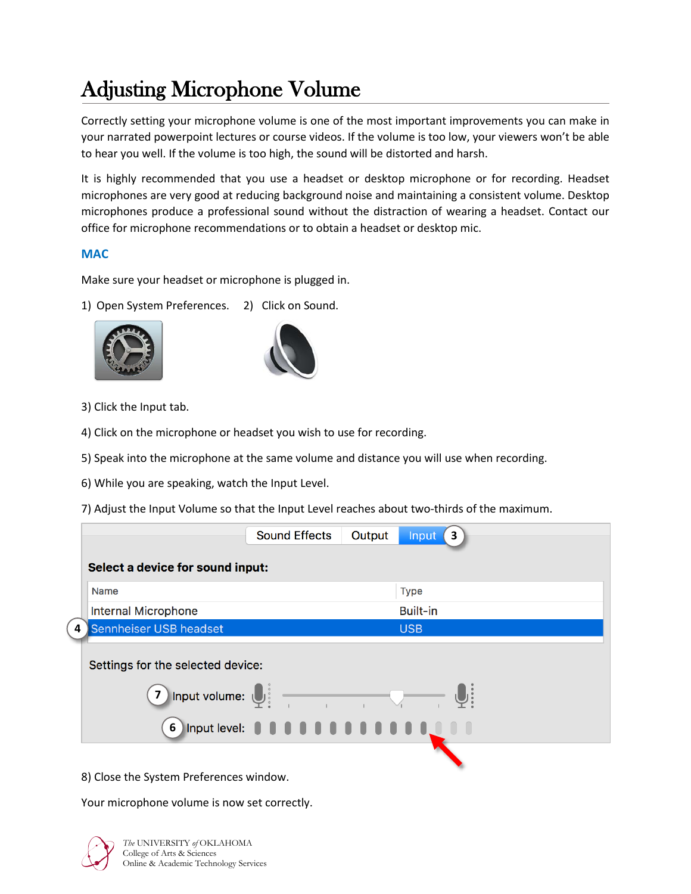# Adjusting Microphone Volume

Correctly setting your microphone volume is one of the most important improvements you can make in your narrated powerpoint lectures or course videos. If the volume is too low, your viewers won't be able to hear you well. If the volume is too high, the sound will be distorted and harsh.

It is highly recommended that you use a headset or desktop microphone or for recording. Headset microphones are very good at reducing background noise and maintaining a consistent volume. Desktop microphones produce a professional sound without the distraction of wearing a headset. Contact our office for microphone recommendations or to obtain a headset or desktop mic.

## MAC

Make sure your headset or microphone is plugged in.

1) Open System Preferences. 2) Click on Sound.

3) Click the Input tab.

4) Click on the microphone or headset you wish to use for recording.

5) Speak into the microphone at the same volume and distance you will use when recording.

6) While you are speaking, watch the Input Level.

7) Adjust the Input Volume so that the Input Level reaches about two-thirds of the maximum.

8) Close the System Preferences window.

Your microphone volume is now set correctly.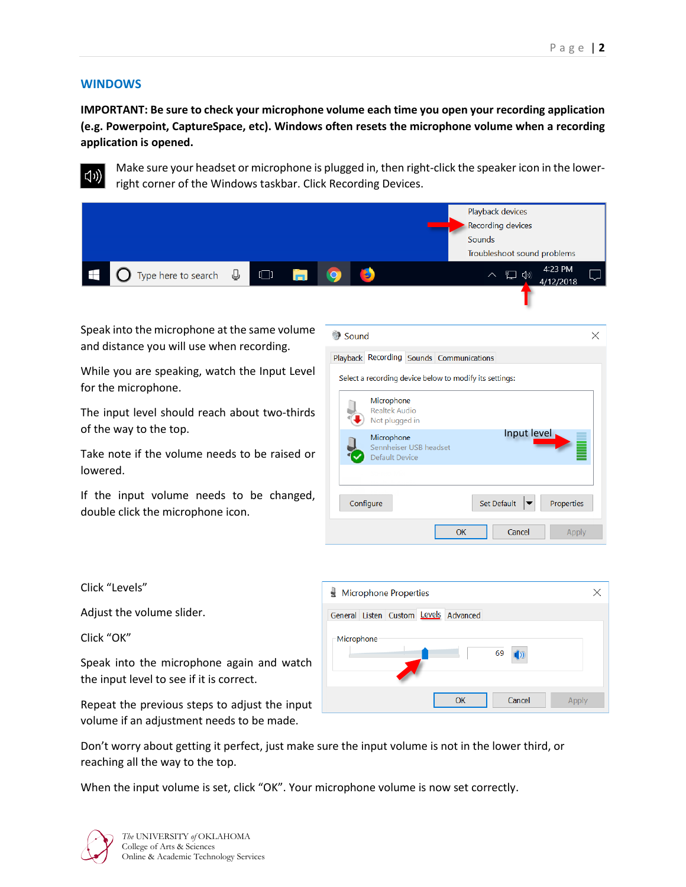## WINDOWS

**IMPORTANT: Be sure to check your microphone volume each time you open your recording application (e.g. Powerpoint, CaptureSpace, etc). Windows often resets the microphone volume when a recording application is opened.**

Make sure your headset or microphone is plugged in, then right-click the speaker icon in the lower-right corner of the Windows taskbar. Click Recording Devices.

Speak into the microphone at the same volume and distance you will use when recording.

While you are speaking, watch the Input Level for the microphone.

The input level should reach about two-thirds of the way to the top.

Take note if the volume needs to be raised or lowered.

If the input volume needs to be changed, double click the microphone icon.

Click "Levels"

Adjust the volume slider.

Click "OK"

Speak into the microphone again and watch the input level to see if it is correct.

Repeat the previous steps to adjust the input volume if an adjustment needs to be made.

Don't worry about getting it perfect, just make sure the input volume is not in the lower third, or reaching all the way to the top.

When the input volume is set, click "OK". Your microphone volume is now set correctly.